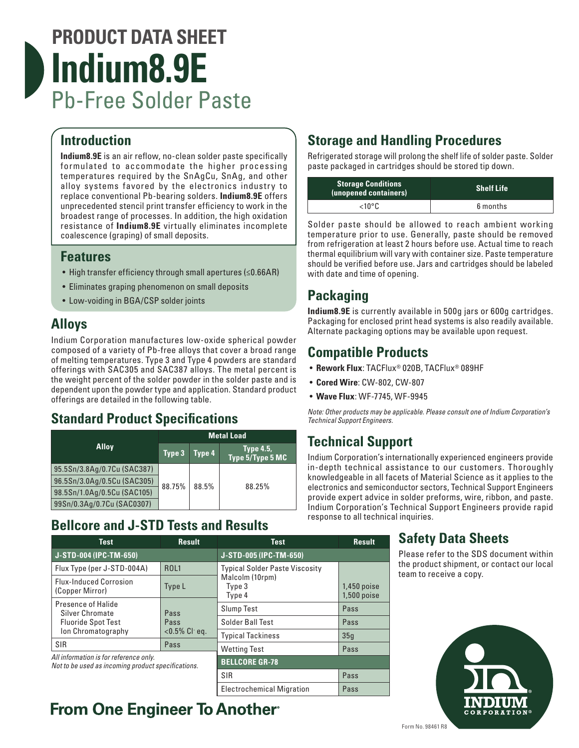# PRODUCT DATA SHEET

# Indium8.9E

## Pb-Free Solder Paste

## Introduction

**Indium8.9E** is an air reflow, no-clean solder paste specifically formulated to accommodate the higher processing temperatures required by the SnAgCu, SnAg, and other alloy systems favored by the electronics industry to replace conventional Pb-bearing solders. **Indium8.9E** offers unprecedented stencil print transfer efficiency to work in the broadest range of processes. In addition, the high oxidation resistance of **Indium8.9E** virtually eliminates incomplete coalescence (graping) of small deposits.

## Features

- High transfer efficiency through small apertures (≤0.66AR)
- Eliminates graping phenomenon on small deposits
- Low-voiding in BGA/CSP solder joints

## Alloys

Indium Corporation manufactures low-oxide spherical powder composed of a variety of Pb-free alloys that cover a broad range of melting temperatures. Type 3 and Type 4 powders are standard offerings with SAC305 and SAC387 alloys. The metal percent is the weight percent of the solder powder in the solder paste and is dependent upon the powder type and application. Standard product offerings are detailed in the following table.

## Standard Product Specifications

| Alloy | Metal Load | | |
|---|---|---|---|
| | Type 3 | Type 4 | Type 4.5, Type 5/Type 5 MC |
| 95.5Sn/3.8Ag/0.7Cu (SAC387) | 88.75% | 88.5% | 88.25% |
| 96.5Sn/3.0Ag/0.5Cu (SAC305) | | | |
| 98.5Sn/1.0Ag/0.5Cu (SAC105) | | | |
| 99Sn/0.3Ag/0.7Cu (SAC0307) | | | |

## Bellcore and J-STD Tests and Results

| Test | Result |
|---|---|
| **J-STD-004 (IPC-TM-650)** | |
| Flux Type (per J-STD-004A) | ROL1 |
| Flux-Induced Corrosion (Copper Mirror) | Type L |
| Presence of Halide | |
| Silver Chromate | Pass |
| Fluoride Spot Test | Pass |
| Ion Chromatography | <0.5% Cl⁻ eq. |
| SIR | Pass |

*All information is for reference only.*
*Not to be used as incoming product specifications.*

| Test | Result |
|---|---|
| **J-STD-005 (IPC-TM-650)** | |
| Typical Solder Paste Viscosity Malcolm (10rpm) | |
| Type 3 | 1,450 poise |
| Type 4 | 1,500 poise |
| Slump Test | Pass |
| Solder Ball Test | Pass |
| Typical Tackiness | 35g |
| Wetting Test | Pass |
| **BELLCORE GR-78** | |
| SIR | Pass |
| Electrochemical Migration | Pass |

## Storage and Handling Procedures

Refrigerated storage will prolong the shelf life of solder paste. Solder paste packaged in cartridges should be stored tip down.

| Storage Conditions (unopened containers) | Shelf Life |
|---|---|
| <10°C | 6 months |

Solder paste should be allowed to reach ambient working temperature prior to use. Generally, paste should be removed from refrigeration at least 2 hours before use. Actual time to reach thermal equilibrium will vary with container size. Paste temperature should be verified before use. Jars and cartridges should be labeled with date and time of opening.

## Packaging

**Indium8.9E** is currently available in 500g jars or 600g cartridges. Packaging for enclosed print head systems is also readily available. Alternate packaging options may be available upon request.

## Compatible Products

- **Rework Flux**: TACFlux® 020B, TACFlux® 089HF
- **Cored Wire**: CW-802, CW-807
- **Wave Flux**: WF-7745, WF-9945

*Note: Other products may be applicable. Please consult one of Indium Corporation's Technical Support Engineers.*

## Technical Support

Indium Corporation's internationally experienced engineers provide in-depth technical assistance to our customers. Thoroughly knowledgeable in all facets of Material Science as it applies to the electronics and semiconductor sectors, Technical Support Engineers provide expert advice in solder preforms, wire, ribbon, and paste. Indium Corporation's Technical Support Engineers provide rapid response to all technical inquiries.

## Safety Data Sheets

Please refer to the SDS document within the product shipment, or contact our local team to receive a copy.

**From One Engineer To Another®**

Form No. 98461 R8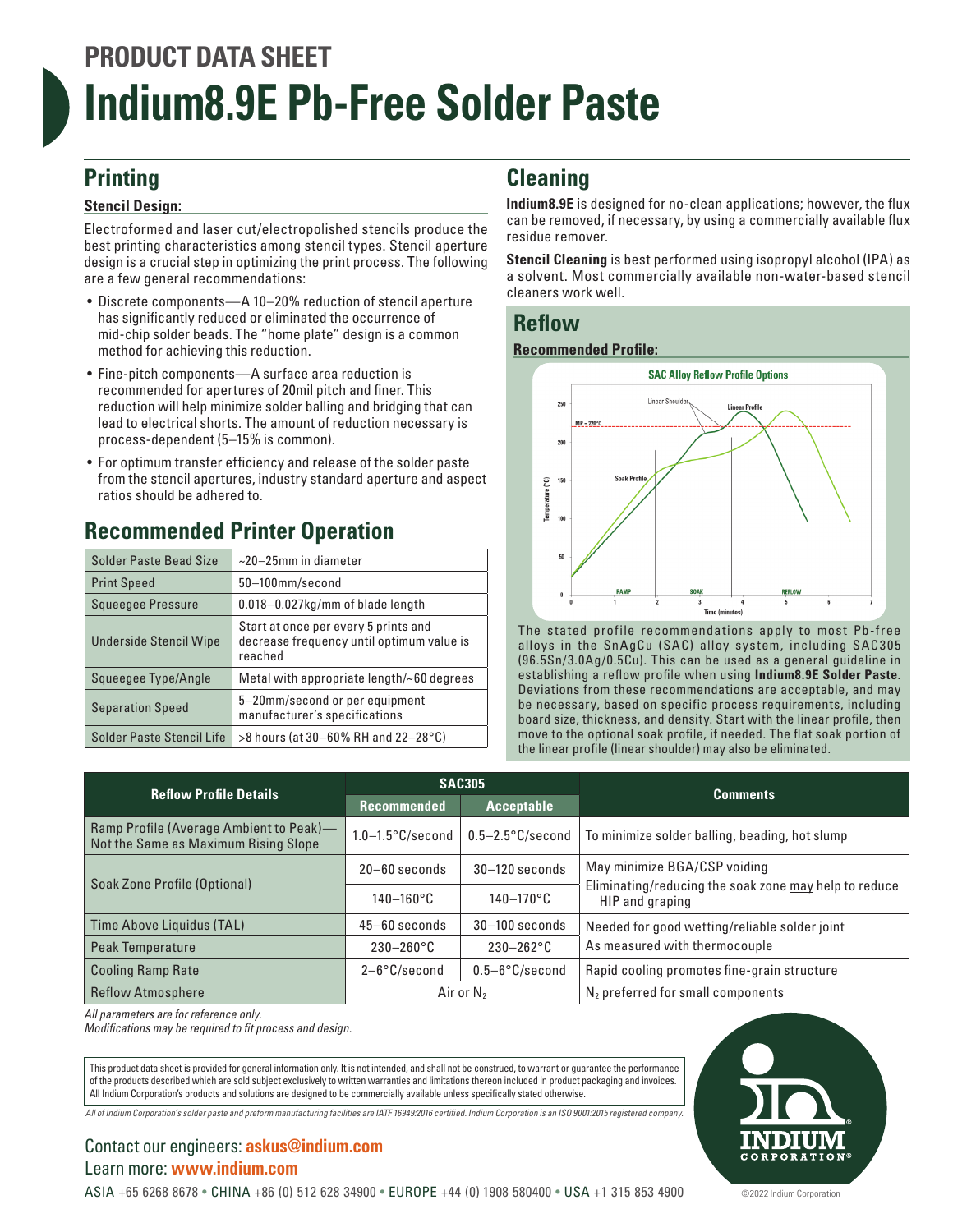# PRODUCT DATA SHEET

# Indium8.9E Pb-Free Solder Paste

## Printing

### Stencil Design:

Electroformed and laser cut/electropolished stencils produce the best printing characteristics among stencil types. Stencil aperture design is a crucial step in optimizing the print process. The following are a few general recommendations:

- Discrete components—A 10–20% reduction of stencil aperture has significantly reduced or eliminated the occurrence of mid-chip solder beads. The "home plate" design is a common method for achieving this reduction.
- Fine-pitch components—A surface area reduction is recommended for apertures of 20mil pitch and finer. This reduction will help minimize solder balling and bridging that can lead to electrical shorts. The amount of reduction necessary is process-dependent (5–15% is common).
- For optimum transfer efficiency and release of the solder paste from the stencil apertures, industry standard aperture and aspect ratios should be adhered to.

## Recommended Printer Operation

| | |
|---|---|
| Solder Paste Bead Size | ~20–25mm in diameter |
| Print Speed | 50–100mm/second |
| Squeegee Pressure | 0.018–0.027kg/mm of blade length |
| Underside Stencil Wipe | Start at once per every 5 prints and decrease frequency until optimum value is reached |
| Squeegee Type/Angle | Metal with appropriate length/~60 degrees |
| Separation Speed | 5–20mm/second or per equipment manufacturer's specifications |
| Solder Paste Stencil Life | >8 hours (at 30–60% RH and 22–28°C) |

## Cleaning

**Indium8.9E** is designed for no-clean applications; however, the flux can be removed, if necessary, by using a commercially available flux residue remover.

**Stencil Cleaning** is best performed using isopropyl alcohol (IPA) as a solvent. Most commercially available non-water-based stencil cleaners work well.

## Reflow

### Recommended Profile:

SAC Alloy Reflow Profile Options

Linear Shoulder
Linear Profile
MP = 220°C
Soak Profile
Temperature (°C)
0
50
100
150
200
250
RAMP
SOAK
REFLOW
0 1 2 3 4 5 6 7
Time (minutes)

The stated profile recommendations apply to most Pb-free alloys in the SnAgCu (SAC) alloy system, including SAC305 (96.5Sn/3.0Ag/0.5Cu). This can be used as a general guideline in establishing a reflow profile when using **Indium8.9E Solder Paste**. Deviations from these recommendations are acceptable, and may be necessary, based on specific process requirements, including board size, thickness, and density. Start with the linear profile, then move to the optional soak profile, if needed. The flat soak portion of the linear profile (linear shoulder) may also be eliminated.

| Reflow Profile Details | SAC305 | | Comments |
|---|---|---|---|
| | Recommended | Acceptable | |
| Ramp Profile (Average Ambient to Peak)—Not the Same as Maximum Rising Slope | 1.0–1.5°C/second | 0.5–2.5°C/second | To minimize solder balling, beading, hot slump |
| Soak Zone Profile (Optional) | 20–60 seconds | 30–120 seconds | May minimize BGA/CSP voiding |
| | 140–160°C | 140–170°C | Eliminating/reducing the soak zone may help to reduce HIP and graping |
| Time Above Liquidus (TAL) | 45–60 seconds | 30–100 seconds | Needed for good wetting/reliable solder joint |
| Peak Temperature | 230–260°C | 230–262°C | As measured with thermocouple |
| Cooling Ramp Rate | 2–6°C/second | 0.5–6°C/second | Rapid cooling promotes fine-grain structure |
| Reflow Atmosphere | Air or $N_2$ | | $N_2$ preferred for small components |

*All parameters are for reference only.*
*Modifications may be required to fit process and design.*

This product data sheet is provided for general information only. It is not intended, and shall not be construed, to warrant or guarantee the performance of the products described which are sold subject exclusively to written warranties and limitations thereon included in product packaging and invoices. All Indium Corporation's products and solutions are designed to be commercially available unless specifically stated otherwise.

*All of Indium Corporation's solder paste and preform manufacturing facilities are IATF 16949:2016 certified. Indium Corporation is an ISO 9001:2015 registered company.*

Contact our engineers: **askus@indium.com**
Learn more: **www.indium.com**

ASIA +65 6268 8678 • CHINA +86 (0) 512 628 34900 • EUROPE +44 (0) 1908 580400 • USA +1 315 853 4900

INDIUM CORPORATION®

©2022 Indium Corporation